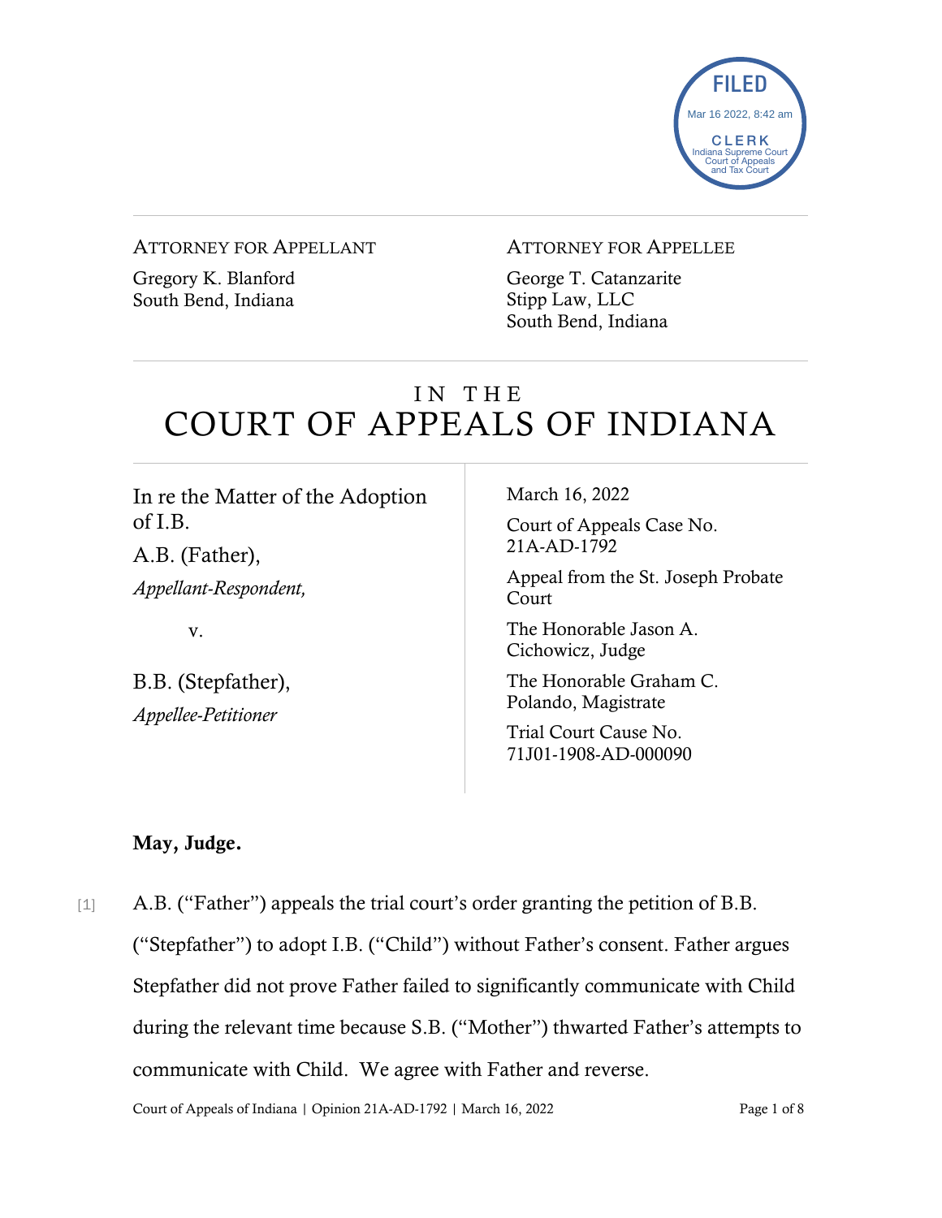FILED
Mar 16 2022, 8:42 am
CLERK
Indiana Supreme Court
Court of Appeals
and Tax Court

ATTORNEY FOR APPELLANT

Gregory K. Blanford
South Bend, Indiana

ATTORNEY FOR APPELLEE

George T. Catanzarite
Stipp Law, LLC
South Bend, Indiana

# IN THE COURT OF APPEALS OF INDIANA

In re the Matter of the Adoption of I.B.

A.B. (Father),
*Appellant-Respondent,*

v.

B.B. (Stepfather),
*Appellee-Petitioner*

March 16, 2022

Court of Appeals Case No. 21A-AD-1792

Appeal from the St. Joseph Probate Court

The Honorable Jason A. Cichowicz, Judge

The Honorable Graham C. Polando, Magistrate

Trial Court Cause No. 71J01-1908-AD-000090

**May, Judge.**

[1] A.B. ("Father") appeals the trial court's order granting the petition of B.B. ("Stepfather") to adopt I.B. ("Child") without Father's consent. Father argues Stepfather did not prove Father failed to significantly communicate with Child during the relevant time because S.B. ("Mother") thwarted Father's attempts to communicate with Child. We agree with Father and reverse.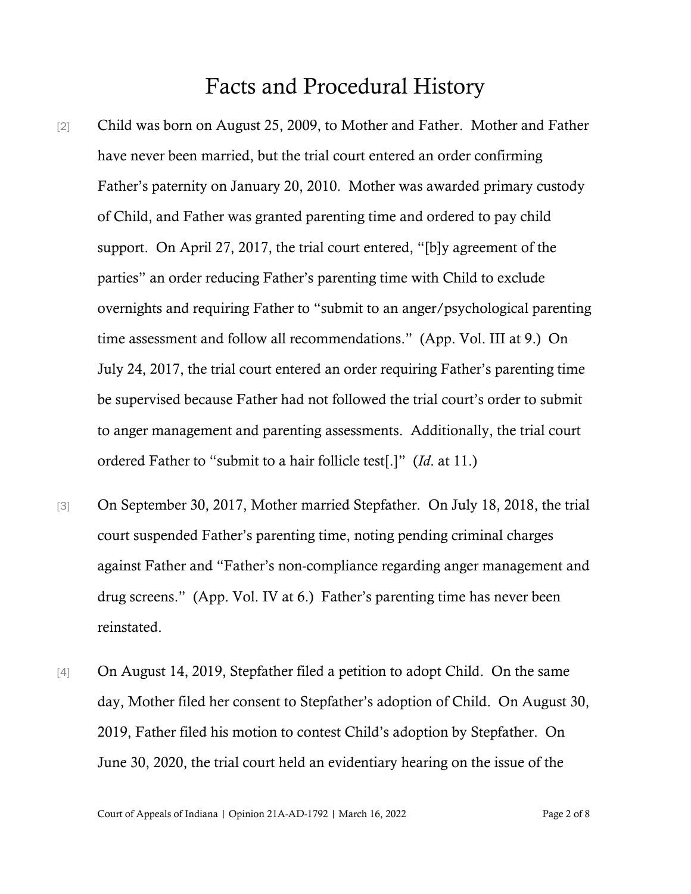# Facts and Procedural History

[2] Child was born on August 25, 2009, to Mother and Father. Mother and Father have never been married, but the trial court entered an order confirming Father's paternity on January 20, 2010. Mother was awarded primary custody of Child, and Father was granted parenting time and ordered to pay child support. On April 27, 2017, the trial court entered, "[b]y agreement of the parties" an order reducing Father's parenting time with Child to exclude overnights and requiring Father to "submit to an anger/psychological parenting time assessment and follow all recommendations." (App. Vol. III at 9.) On July 24, 2017, the trial court entered an order requiring Father's parenting time be supervised because Father had not followed the trial court's order to submit to anger management and parenting assessments. Additionally, the trial court ordered Father to "submit to a hair follicle test[.]" (*Id.* at 11.)

[3] On September 30, 2017, Mother married Stepfather. On July 18, 2018, the trial court suspended Father's parenting time, noting pending criminal charges against Father and "Father's non-compliance regarding anger management and drug screens." (App. Vol. IV at 6.) Father's parenting time has never been reinstated.

[4] On August 14, 2019, Stepfather filed a petition to adopt Child. On the same day, Mother filed her consent to Stepfather's adoption of Child. On August 30, 2019, Father filed his motion to contest Child's adoption by Stepfather. On June 30, 2020, the trial court held an evidentiary hearing on the issue of the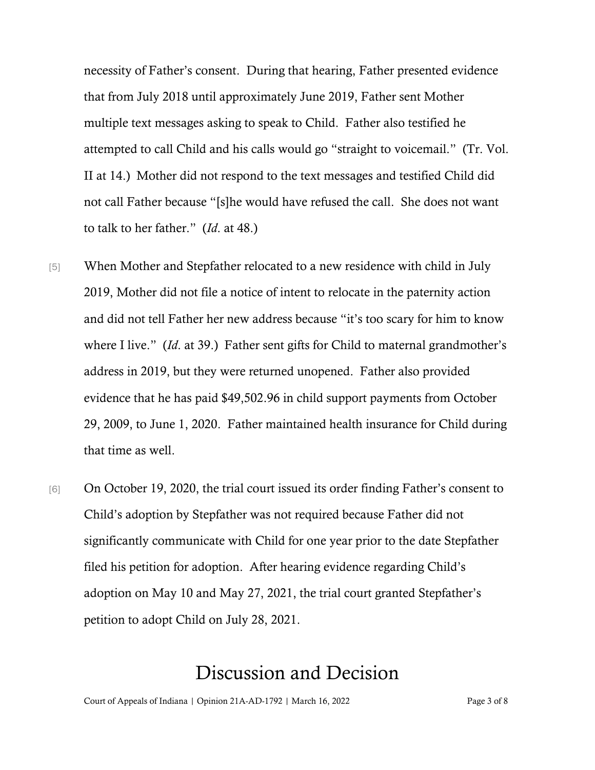necessity of Father's consent. During that hearing, Father presented evidence that from July 2018 until approximately June 2019, Father sent Mother multiple text messages asking to speak to Child. Father also testified he attempted to call Child and his calls would go "straight to voicemail." (Tr. Vol. II at 14.) Mother did not respond to the text messages and testified Child did not call Father because "[s]he would have refused the call. She does not want to talk to her father." (*Id.* at 48.)

[5] When Mother and Stepfather relocated to a new residence with child in July 2019, Mother did not file a notice of intent to relocate in the paternity action and did not tell Father her new address because "it's too scary for him to know where I live." (*Id.* at 39.) Father sent gifts for Child to maternal grandmother's address in 2019, but they were returned unopened. Father also provided evidence that he has paid $49,502.96 in child support payments from October 29, 2009, to June 1, 2020. Father maintained health insurance for Child during that time as well.

[6] On October 19, 2020, the trial court issued its order finding Father's consent to Child's adoption by Stepfather was not required because Father did not significantly communicate with Child for one year prior to the date Stepfather filed his petition for adoption. After hearing evidence regarding Child's adoption on May 10 and May 27, 2021, the trial court granted Stepfather's petition to adopt Child on July 28, 2021.

# Discussion and Decision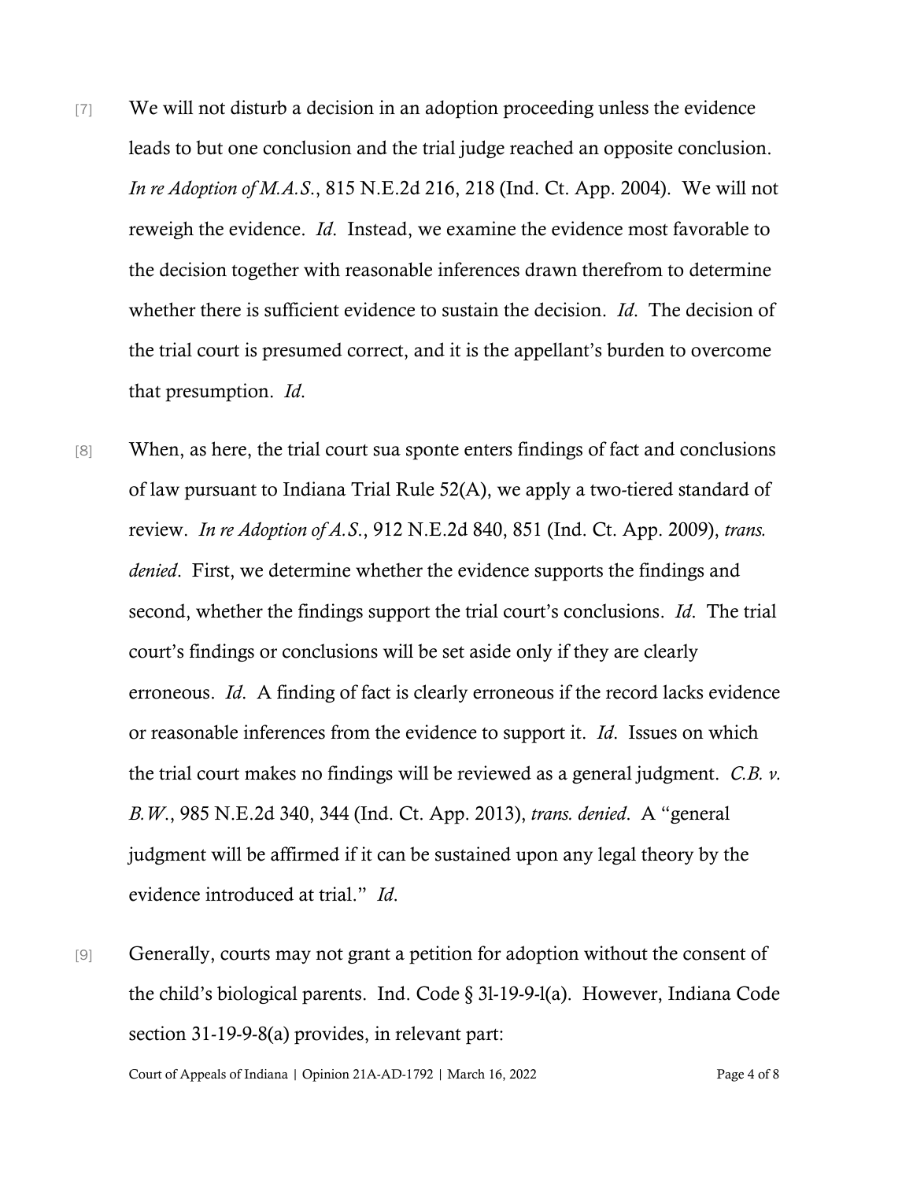[7] We will not disturb a decision in an adoption proceeding unless the evidence leads to but one conclusion and the trial judge reached an opposite conclusion. *In re Adoption of M.A.S.*, 815 N.E.2d 216, 218 (Ind. Ct. App. 2004). We will not reweigh the evidence. *Id*. Instead, we examine the evidence most favorable to the decision together with reasonable inferences drawn therefrom to determine whether there is sufficient evidence to sustain the decision. *Id*. The decision of the trial court is presumed correct, and it is the appellant's burden to overcome that presumption. *Id*.

[8] When, as here, the trial court sua sponte enters findings of fact and conclusions of law pursuant to Indiana Trial Rule 52(A), we apply a two-tiered standard of review. *In re Adoption of A.S.*, 912 N.E.2d 840, 851 (Ind. Ct. App. 2009), *trans. denied*. First, we determine whether the evidence supports the findings and second, whether the findings support the trial court's conclusions. *Id*. The trial court's findings or conclusions will be set aside only if they are clearly erroneous. *Id*. A finding of fact is clearly erroneous if the record lacks evidence or reasonable inferences from the evidence to support it. *Id*. Issues on which the trial court makes no findings will be reviewed as a general judgment. *C.B. v. B.W.*, 985 N.E.2d 340, 344 (Ind. Ct. App. 2013), *trans. denied*. A "general judgment will be affirmed if it can be sustained upon any legal theory by the evidence introduced at trial." *Id.*

[9] Generally, courts may not grant a petition for adoption without the consent of the child's biological parents. Ind. Code § 31-19-9-1(a). However, Indiana Code section 31-19-9-8(a) provides, in relevant part: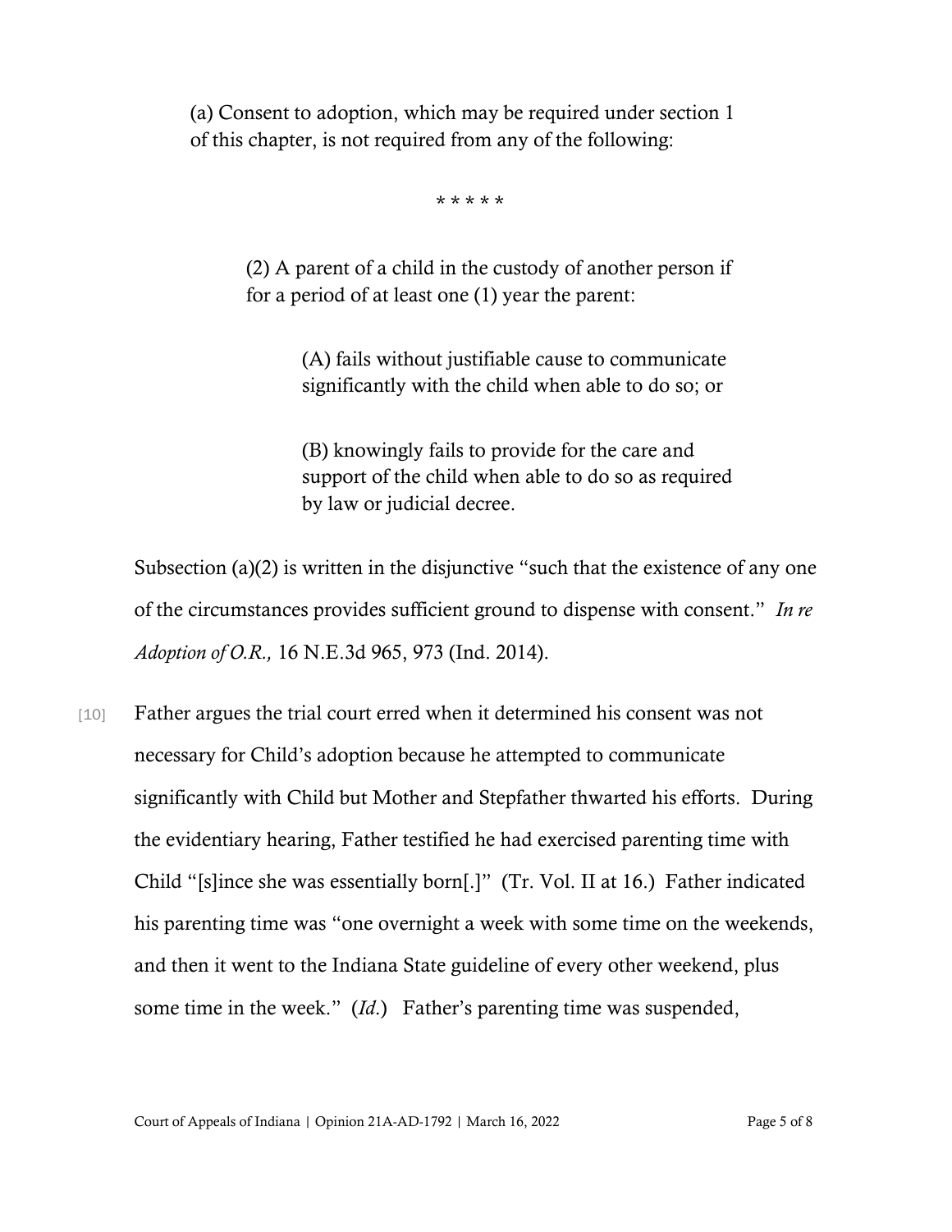> (a) Consent to adoption, which may be required under section 1 of this chapter, is not required from any of the following:
>
> \* \* \* \* \*
>
> > (2) A parent of a child in the custody of another person if for a period of at least one (1) year the parent:
> >
> > > (A) fails without justifiable cause to communicate significantly with the child when able to do so; or
> > >
> > > (B) knowingly fails to provide for the care and support of the child when able to do so as required by law or judicial decree.

Subsection (a)(2) is written in the disjunctive "such that the existence of any one of the circumstances provides sufficient ground to dispense with consent." *In re Adoption of O.R.,* 16 N.E.3d 965, 973 (Ind. 2014).

[10] Father argues the trial court erred when it determined his consent was not necessary for Child's adoption because he attempted to communicate significantly with Child but Mother and Stepfather thwarted his efforts. During the evidentiary hearing, Father testified he had exercised parenting time with Child "[s]ince she was essentially born[.]" (Tr. Vol. II at 16.) Father indicated his parenting time was "one overnight a week with some time on the weekends, and then it went to the Indiana State guideline of every other weekend, plus some time in the week." (*Id.*) Father's parenting time was suspended,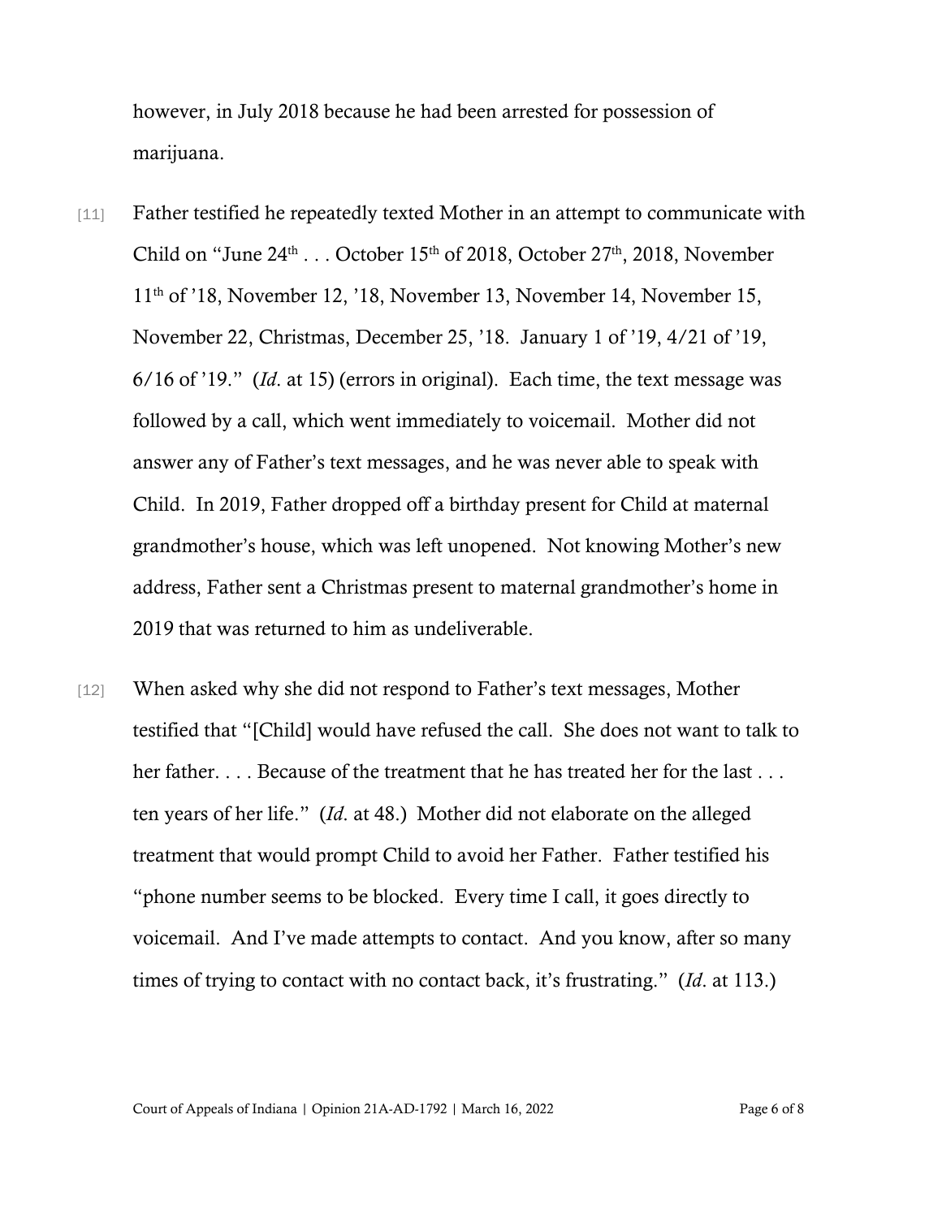however, in July 2018 because he had been arrested for possession of marijuana.

[11] Father testified he repeatedly texted Mother in an attempt to communicate with Child on "June 24th . . . October 15th of 2018, October 27th, 2018, November 11th of '18, November 12, '18, November 13, November 14, November 15, November 22, Christmas, December 25, '18. January 1 of '19, 4/21 of '19, 6/16 of '19." (*Id*. at 15) (errors in original). Each time, the text message was followed by a call, which went immediately to voicemail. Mother did not answer any of Father's text messages, and he was never able to speak with Child. In 2019, Father dropped off a birthday present for Child at maternal grandmother's house, which was left unopened. Not knowing Mother's new address, Father sent a Christmas present to maternal grandmother's home in 2019 that was returned to him as undeliverable.

[12] When asked why she did not respond to Father's text messages, Mother testified that "[Child] would have refused the call. She does not want to talk to her father. . . . Because of the treatment that he has treated her for the last . . . ten years of her life." (*Id*. at 48.) Mother did not elaborate on the alleged treatment that would prompt Child to avoid her Father. Father testified his "phone number seems to be blocked. Every time I call, it goes directly to voicemail. And I've made attempts to contact. And you know, after so many times of trying to contact with no contact back, it's frustrating." (*Id*. at 113.)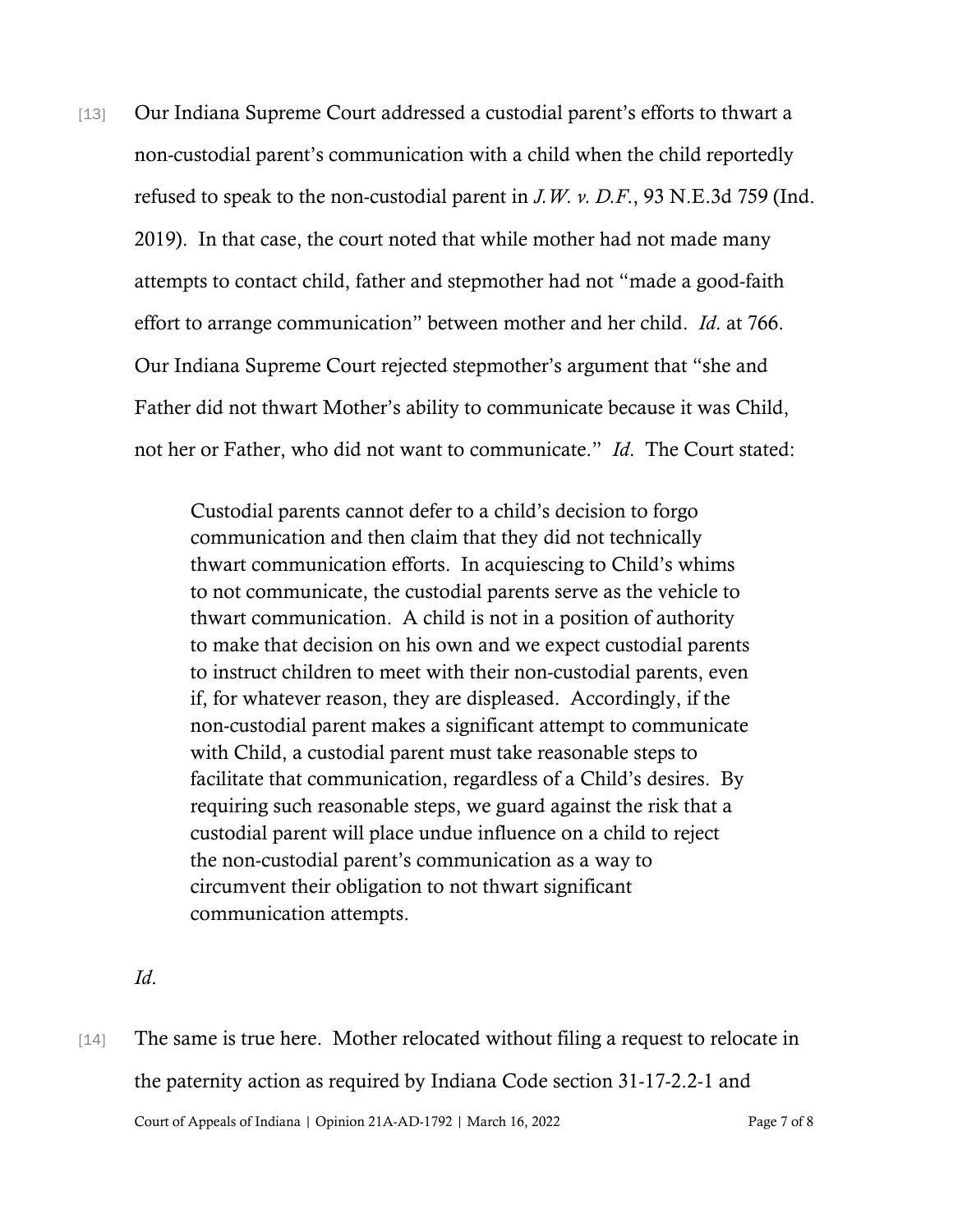[13] Our Indiana Supreme Court addressed a custodial parent's efforts to thwart a non-custodial parent's communication with a child when the child reportedly refused to speak to the non-custodial parent in *J.W. v. D.F.*, 93 N.E.3d 759 (Ind. 2019). In that case, the court noted that while mother had not made many attempts to contact child, father and stepmother had not "made a good-faith effort to arrange communication" between mother and her child. *Id.* at 766. Our Indiana Supreme Court rejected stepmother's argument that "she and Father did not thwart Mother's ability to communicate because it was Child, not her or Father, who did not want to communicate." *Id.* The Court stated:

> Custodial parents cannot defer to a child's decision to forgo communication and then claim that they did not technically thwart communication efforts. In acquiescing to Child's whims to not communicate, the custodial parents serve as the vehicle to thwart communication. A child is not in a position of authority to make that decision on his own and we expect custodial parents to instruct children to meet with their non-custodial parents, even if, for whatever reason, they are displeased. Accordingly, if the non-custodial parent makes a significant attempt to communicate with Child, a custodial parent must take reasonable steps to facilitate that communication, regardless of a Child's desires. By requiring such reasonable steps, we guard against the risk that a custodial parent will place undue influence on a child to reject the non-custodial parent's communication as a way to circumvent their obligation to not thwart significant communication attempts.

*Id.*

[14] The same is true here. Mother relocated without filing a request to relocate in the paternity action as required by Indiana Code section 31-17-2.2-1 and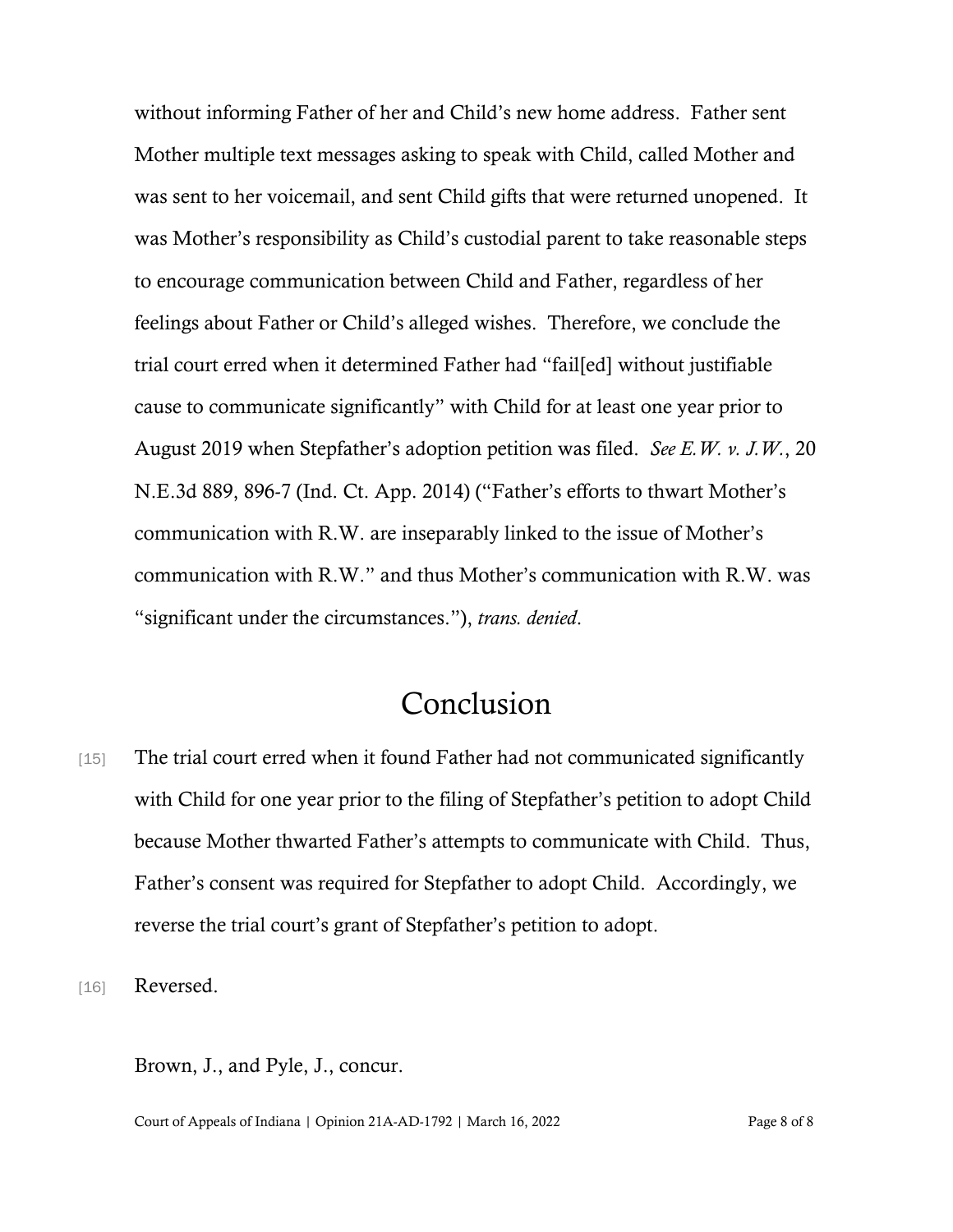without informing Father of her and Child's new home address. Father sent Mother multiple text messages asking to speak with Child, called Mother and was sent to her voicemail, and sent Child gifts that were returned unopened. It was Mother's responsibility as Child's custodial parent to take reasonable steps to encourage communication between Child and Father, regardless of her feelings about Father or Child's alleged wishes. Therefore, we conclude the trial court erred when it determined Father had "fail[ed] without justifiable cause to communicate significantly" with Child for at least one year prior to August 2019 when Stepfather's adoption petition was filed. *See E.W. v. J.W.*, 20 N.E.3d 889, 896-7 (Ind. Ct. App. 2014) ("Father's efforts to thwart Mother's communication with R.W. are inseparably linked to the issue of Mother's communication with R.W." and thus Mother's communication with R.W. was "significant under the circumstances."), *trans. denied*.

## Conclusion

[15] The trial court erred when it found Father had not communicated significantly with Child for one year prior to the filing of Stepfather's petition to adopt Child because Mother thwarted Father's attempts to communicate with Child. Thus, Father's consent was required for Stepfather to adopt Child. Accordingly, we reverse the trial court's grant of Stepfather's petition to adopt.

[16] Reversed.

Brown, J., and Pyle, J., concur.